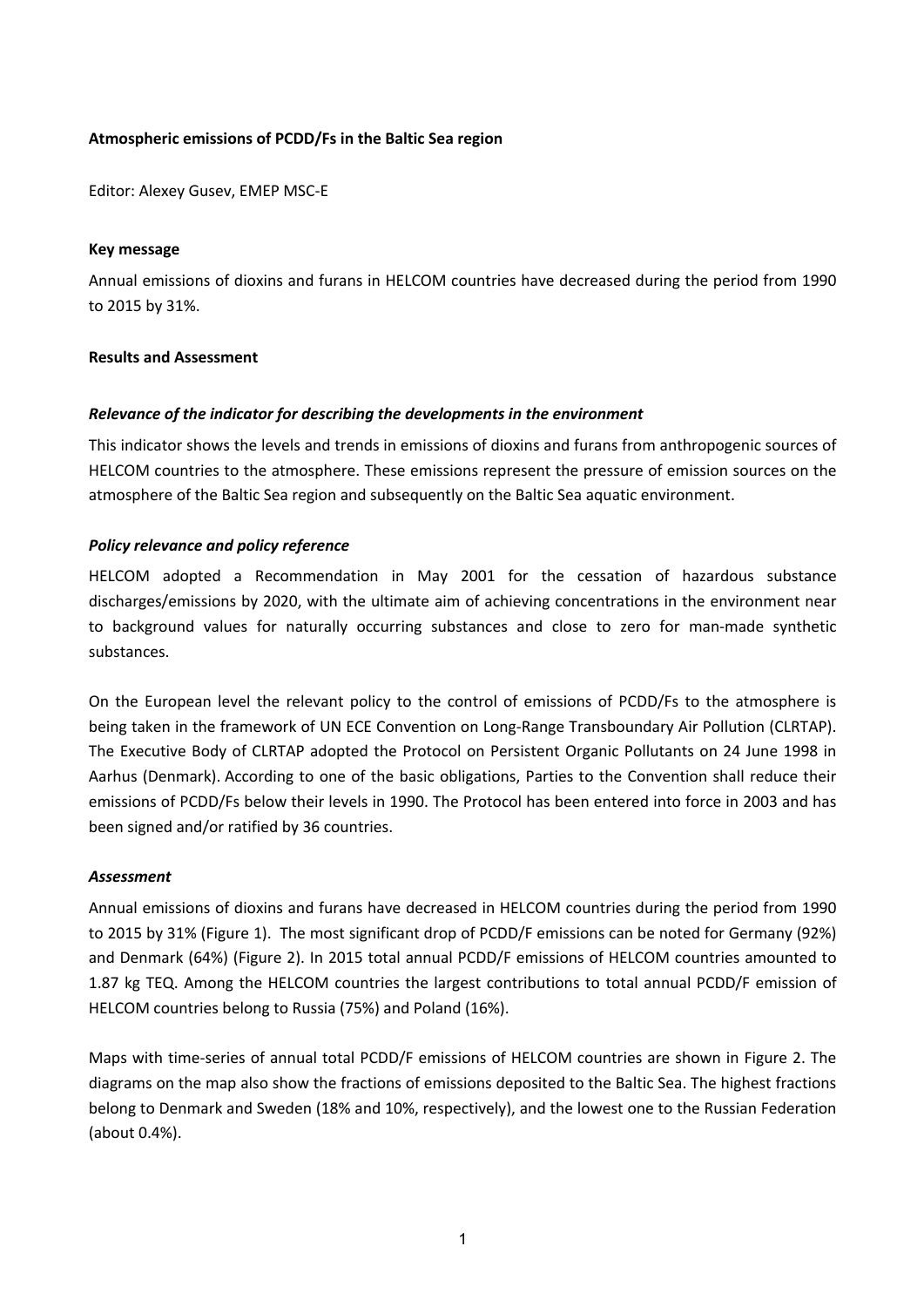# Atmospheric emissions of PCDD/Fs in the Baltic Sea region

Editor: Alexey Gusev, EMEP MSC-E

## Key message

Annual emissions of dioxins and furans in HELCOM countries have decreased during the period from 1990 to 2015 by 31%.

## Results and Assessment

### *Relevance of the indicator for describing the developments in the environment*

This indicator shows the levels and trends in emissions of dioxins and furans from anthropogenic sources of HELCOM countries to the atmosphere. These emissions represent the pressure of emission sources on the atmosphere of the Baltic Sea region and subsequently on the Baltic Sea aquatic environment.

### *Policy relevance and policy reference*

HELCOM adopted a Recommendation in May 2001 for the cessation of hazardous substance discharges/emissions by 2020, with the ultimate aim of achieving concentrations in the environment near to background values for naturally occurring substances and close to zero for man-made synthetic substances.

On the European level the relevant policy to the control of emissions of PCDD/Fs to the atmosphere is being taken in the framework of UN ECE Convention on Long-Range Transboundary Air Pollution (CLRTAP). The Executive Body of CLRTAP adopted the Protocol on Persistent Organic Pollutants on 24 June 1998 in Aarhus (Denmark). According to one of the basic obligations, Parties to the Convention shall reduce their emissions of PCDD/Fs below their levels in 1990. The Protocol has been entered into force in 2003 and has been signed and/or ratified by 36 countries.

### *Assessment*

Annual emissions of dioxins and furans have decreased in HELCOM countries during the period from 1990 to 2015 by 31% (Figure 1). The most significant drop of PCDD/F emissions can be noted for Germany (92%) and Denmark (64%) (Figure 2). In 2015 total annual PCDD/F emissions of HELCOM countries amounted to 1.87 kg TEQ. Among the HELCOM countries the largest contributions to total annual PCDD/F emission of HELCOM countries belong to Russia (75%) and Poland (16%).

Maps with time-series of annual total PCDD/F emissions of HELCOM countries are shown in Figure 2. The diagrams on the map also show the fractions of emissions deposited to the Baltic Sea. The highest fractions belong to Denmark and Sweden (18% and 10%, respectively), and the lowest one to the Russian Federation (about 0.4%).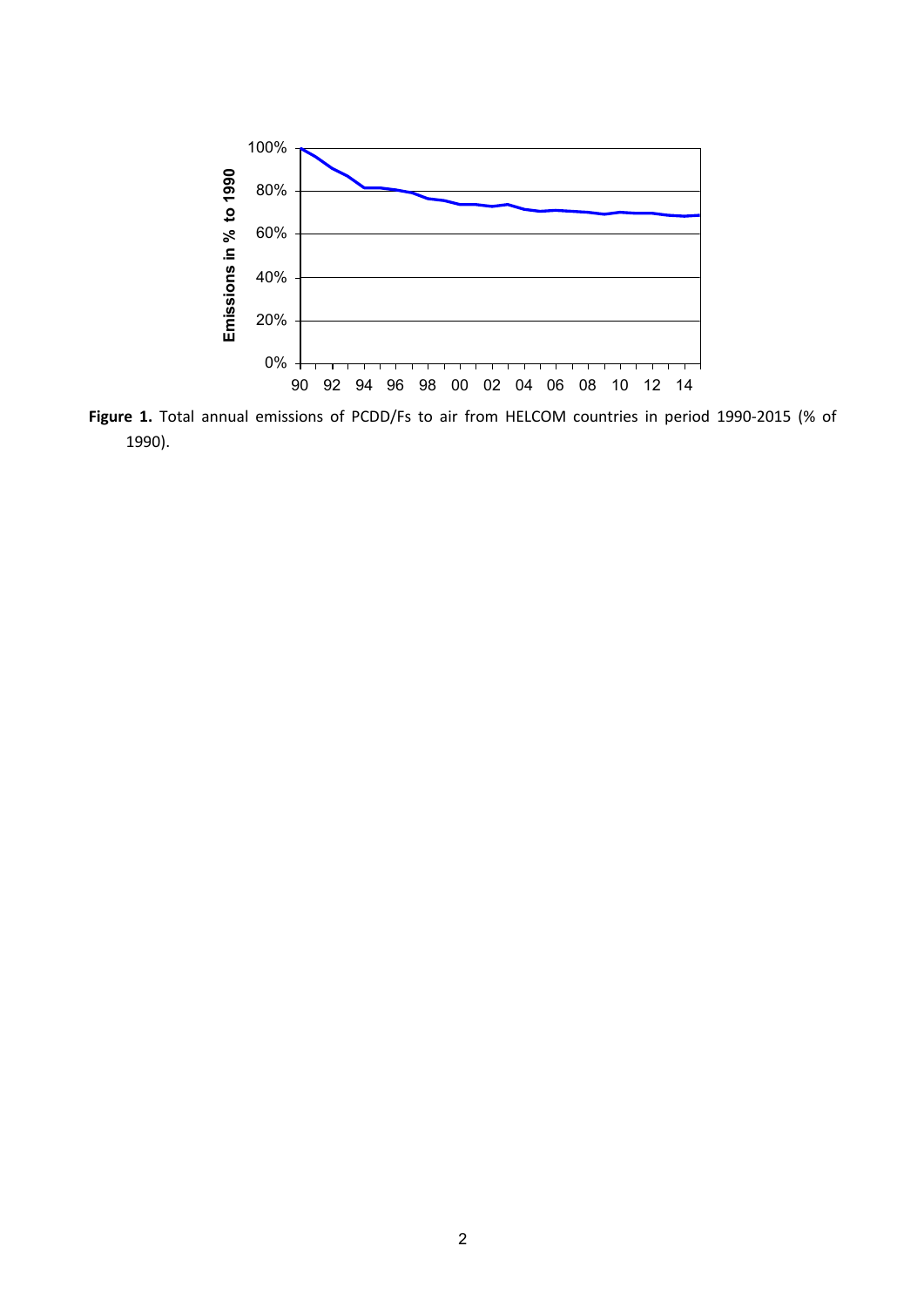**Figure 1.** Total annual emissions of PCDD/Fs to air from HELCOM countries in period 1990-2015 (% of 1990).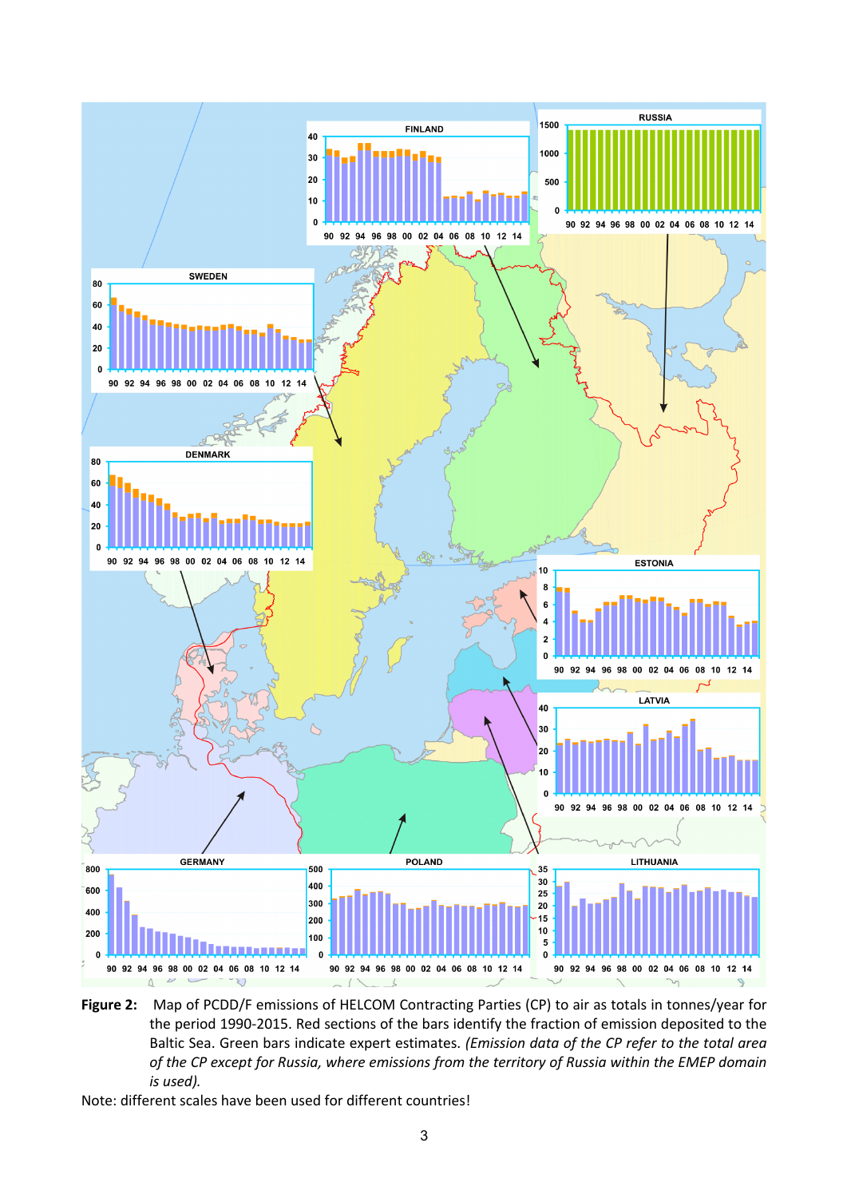**Figure 2:** Map of PCDD/F emissions of HELCOM Contracting Parties (CP) to air as totals in tonnes/year for the period 1990-2015. Red sections of the bars identify the fraction of emission deposited to the Baltic Sea. Green bars indicate expert estimates. *(Emission data of the CP refer to the total area of the CP except for Russia, where emissions from the territory of Russia within the EMEP domain is used).*

Note: different scales have been used for different countries!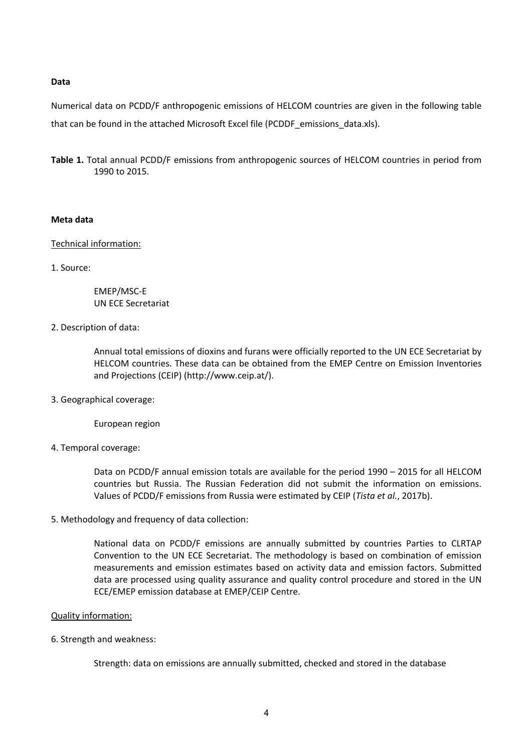**Data**

Numerical data on PCDD/F anthropogenic emissions of HELCOM countries are given in the following table that can be found in the attached Microsoft Excel file (PCDDF_emissions_data.xls).

**Table 1.** Total annual PCDD/F emissions from anthropogenic sources of HELCOM countries in period from 1990 to 2015.

**Meta data**

Technical information:

1. Source:

   EMEP/MSC-E
   UN ECE Secretariat

2. Description of data:

   Annual total emissions of dioxins and furans were officially reported to the UN ECE Secretariat by HELCOM countries. These data can be obtained from the EMEP Centre on Emission Inventories and Projections (CEIP) (http://www.ceip.at/).

3. Geographical coverage:

   European region

4. Temporal coverage:

   Data on PCDD/F annual emission totals are available for the period 1990 – 2015 for all HELCOM countries but Russia. The Russian Federation did not submit the information on emissions. Values of PCDD/F emissions from Russia were estimated by CEIP (*Tista et al.*, 2017b).

5. Methodology and frequency of data collection:

   National data on PCDD/F emissions are annually submitted by countries Parties to CLRTAP Convention to the UN ECE Secretariat. The methodology is based on combination of emission measurements and emission estimates based on activity data and emission factors. Submitted data are processed using quality assurance and quality control procedure and stored in the UN ECE/EMEP emission database at EMEP/CEIP Centre.

Quality information:

6. Strength and weakness:

   Strength: data on emissions are annually submitted, checked and stored in the database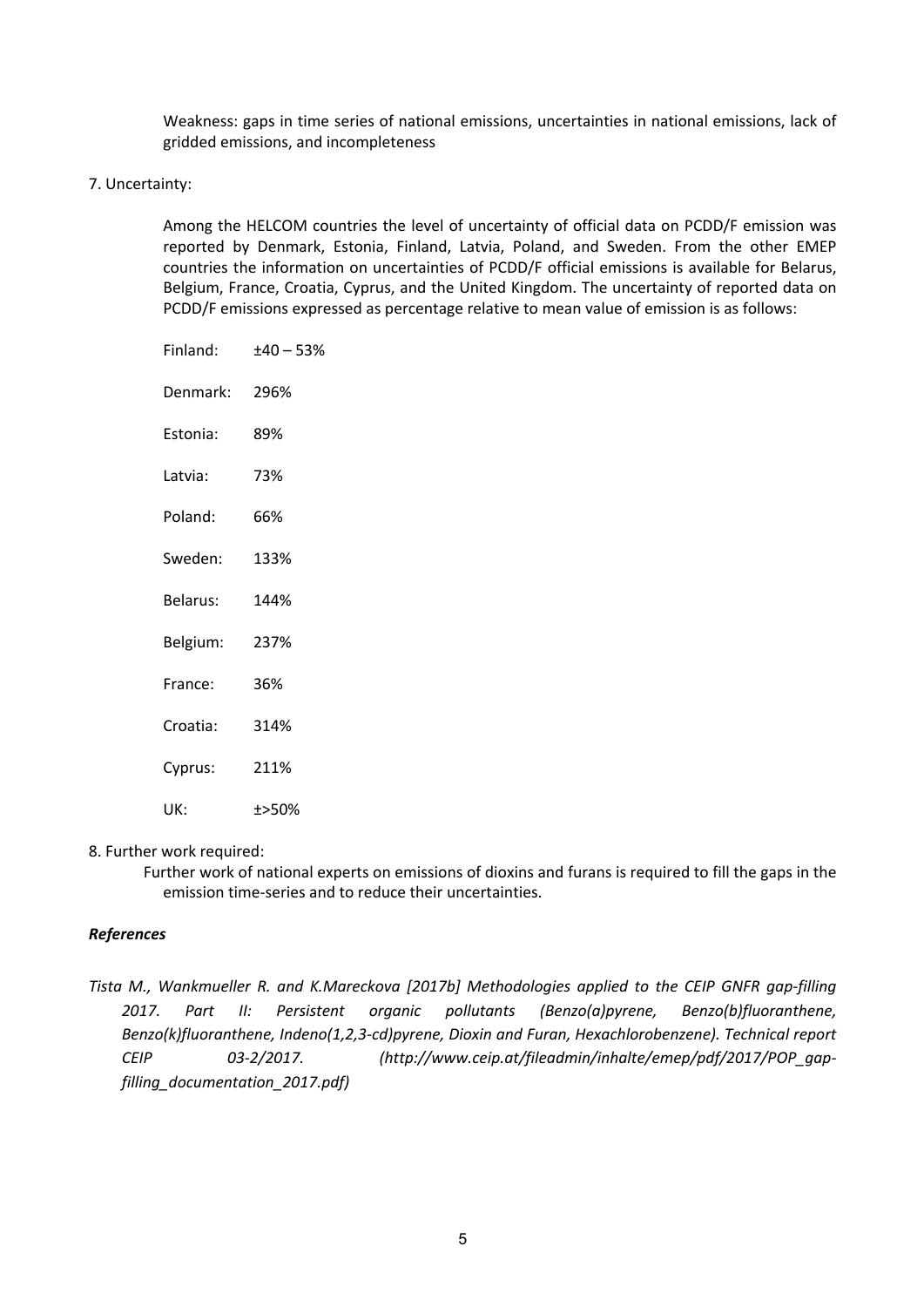Weakness: gaps in time series of national emissions, uncertainties in national emissions, lack of gridded emissions, and incompleteness

7. Uncertainty:

Among the HELCOM countries the level of uncertainty of official data on PCDD/F emission was reported by Denmark, Estonia, Finland, Latvia, Poland, and Sweden. From the other EMEP countries the information on uncertainties of PCDD/F official emissions is available for Belarus, Belgium, France, Croatia, Cyprus, and the United Kingdom. The uncertainty of reported data on PCDD/F emissions expressed as percentage relative to mean value of emission is as follows:

| | |
|---|---|
| Finland: | ±40 – 53% |
| Denmark: | 296% |
| Estonia: | 89% |
| Latvia: | 73% |
| Poland: | 66% |
| Sweden: | 133% |
| Belarus: | 144% |
| Belgium: | 237% |
| France: | 36% |
| Croatia: | 314% |
| Cyprus: | 211% |
| UK: | ±>50% |

8. Further work required:

Further work of national experts on emissions of dioxins and furans is required to fill the gaps in the emission time-series and to reduce their uncertainties.

***References***

*Tista M., Wankmueller R. and K.Mareckova [2017b] Methodologies applied to the CEIP GNFR gap-filling 2017. Part II: Persistent organic pollutants (Benzo(a)pyrene, Benzo(b)fluoranthene, Benzo(k)fluoranthene, Indeno(1,2,3-cd)pyrene, Dioxin and Furan, Hexachlorobenzene). Technical report CEIP 03-2/2017. (http://www.ceip.at/fileadmin/inhalte/emep/pdf/2017/POP_gap-filling_documentation_2017.pdf)*